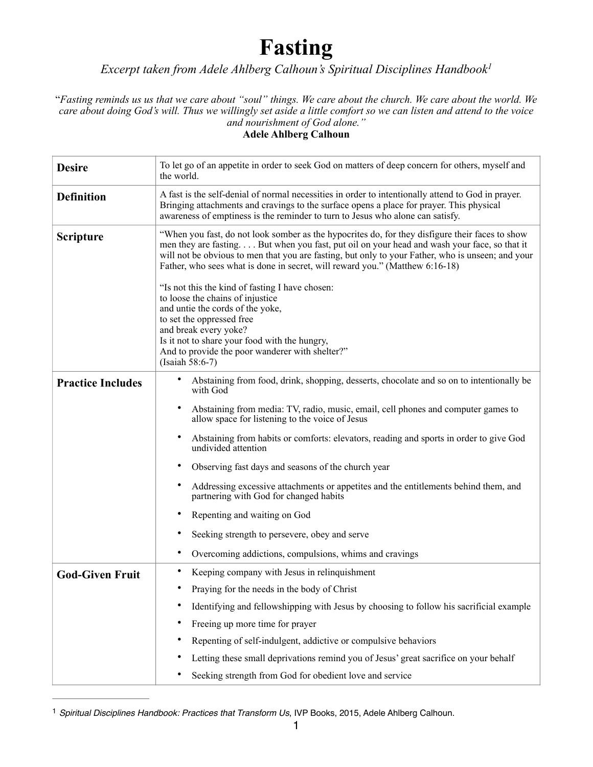# Fasting

*Excerpt taken from Adele Ahlberg Calhoun's Spiritual Disciplines Handbook*[1]

"*Fasting reminds us us that we care about "soul" things. We care about the church. We care about the world. We care about doing God's will. Thus we willingly set aside a little comfort so we can listen and attend to the voice and nourishment of God alone."*

**Adele Ahlberg Calhoun**

| | |
|---|---|
| **Desire** | To let go of an appetite in order to seek God on matters of deep concern for others, myself and the world. |
| **Definition** | A fast is the self-denial of normal necessities in order to intentionally attend to God in prayer. Bringing attachments and cravings to the surface opens a place for prayer. This physical awareness of emptiness is the reminder to turn to Jesus who alone can satisfy. |
| **Scripture** | "When you fast, do not look somber as the hypocrites do, for they disfigure their faces to show men they are fasting. . . . But when you fast, put oil on your head and wash your face, so that it will not be obvious to men that you are fasting, but only to your Father, who is unseen; and your Father, who sees what is done in secret, will reward you." (Matthew 6:16-18)<br><br>"Is not this the kind of fasting I have chosen:<br>to loose the chains of injustice<br>and untie the cords of the yoke,<br>to set the oppressed free<br>and break every yoke?<br>Is it not to share your food with the hungry,<br>And to provide the poor wanderer with shelter?"<br>(Isaiah 58:6-7) |
| **Practice Includes** | • Abstaining from food, drink, shopping, desserts, chocolate and so on to intentionally be with God<br>• Abstaining from media: TV, radio, music, email, cell phones and computer games to allow space for listening to the voice of Jesus<br>• Abstaining from habits or comforts: elevators, reading and sports in order to give God undivided attention<br>• Observing fast days and seasons of the church year<br>• Addressing excessive attachments or appetites and the entitlements behind them, and partnering with God for changed habits<br>• Repenting and waiting on God<br>• Seeking strength to persevere, obey and serve<br>• Overcoming addictions, compulsions, whims and cravings |
| **God-Given Fruit** | • Keeping company with Jesus in relinquishment<br>• Praying for the needs in the body of Christ<br>• Identifying and fellowshipping with Jesus by choosing to follow his sacrificial example<br>• Freeing up more time for prayer<br>• Repenting of self-indulgent, addictive or compulsive behaviors<br>• Letting these small deprivations remind you of Jesus' great sacrifice on your behalf<br>• Seeking strength from God for obedient love and service |

[1] *Spiritual Disciplines Handbook: Practices that Transform Us*, IVP Books, 2015, Adele Ahlberg Calhoun.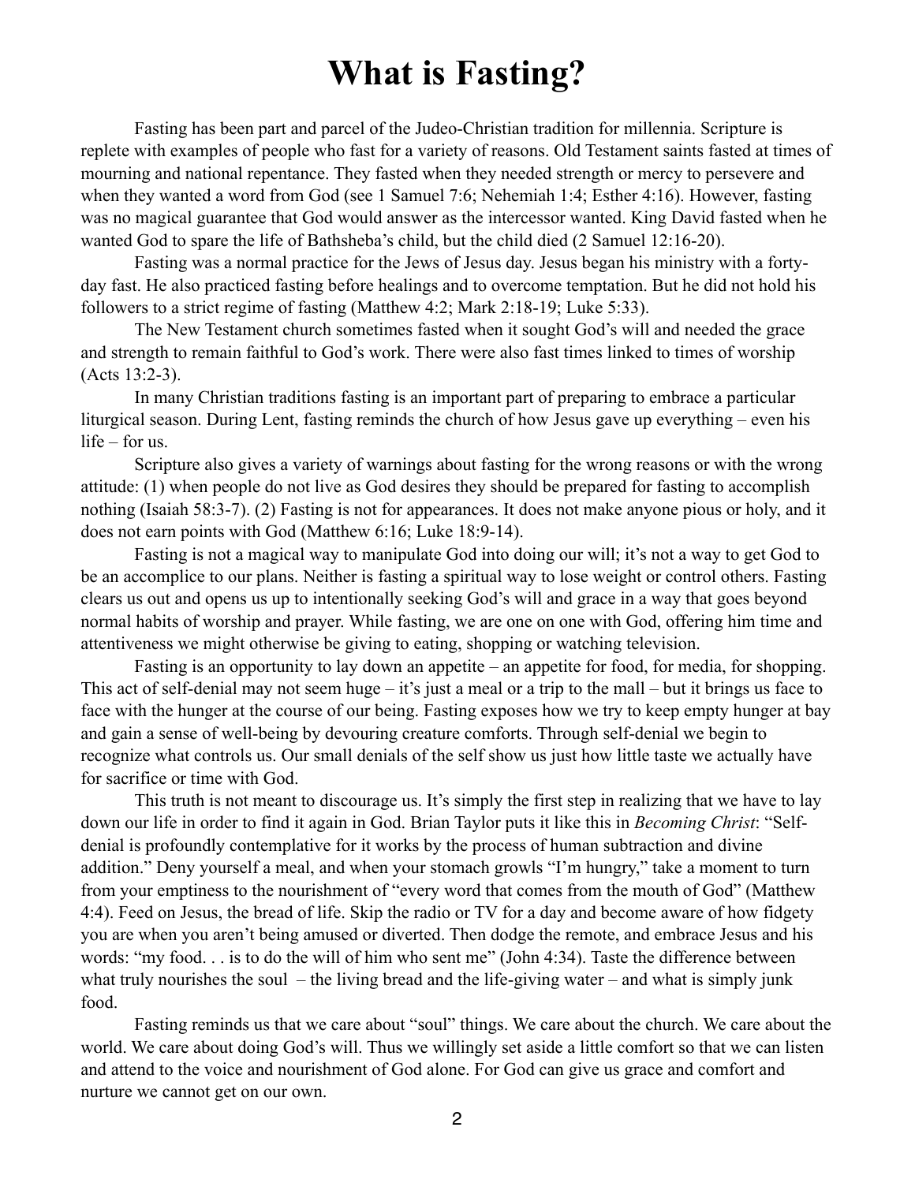# What is Fasting?

Fasting has been part and parcel of the Judeo-Christian tradition for millennia. Scripture is replete with examples of people who fast for a variety of reasons. Old Testament saints fasted at times of mourning and national repentance. They fasted when they needed strength or mercy to persevere and when they wanted a word from God (see 1 Samuel 7:6; Nehemiah 1:4; Esther 4:16). However, fasting was no magical guarantee that God would answer as the intercessor wanted. King David fasted when he wanted God to spare the life of Bathsheba's child, but the child died (2 Samuel 12:16-20).

Fasting was a normal practice for the Jews of Jesus day. Jesus began his ministry with a forty-day fast. He also practiced fasting before healings and to overcome temptation. But he did not hold his followers to a strict regime of fasting (Matthew 4:2; Mark 2:18-19; Luke 5:33).

The New Testament church sometimes fasted when it sought God's will and needed the grace and strength to remain faithful to God's work. There were also fast times linked to times of worship (Acts 13:2-3).

In many Christian traditions fasting is an important part of preparing to embrace a particular liturgical season. During Lent, fasting reminds the church of how Jesus gave up everything – even his life – for us.

Scripture also gives a variety of warnings about fasting for the wrong reasons or with the wrong attitude: (1) when people do not live as God desires they should be prepared for fasting to accomplish nothing (Isaiah 58:3-7). (2) Fasting is not for appearances. It does not make anyone pious or holy, and it does not earn points with God (Matthew 6:16; Luke 18:9-14).

Fasting is not a magical way to manipulate God into doing our will; it's not a way to get God to be an accomplice to our plans. Neither is fasting a spiritual way to lose weight or control others. Fasting clears us out and opens us up to intentionally seeking God's will and grace in a way that goes beyond normal habits of worship and prayer. While fasting, we are one on one with God, offering him time and attentiveness we might otherwise be giving to eating, shopping or watching television.

Fasting is an opportunity to lay down an appetite – an appetite for food, for media, for shopping. This act of self-denial may not seem huge – it's just a meal or a trip to the mall – but it brings us face to face with the hunger at the course of our being. Fasting exposes how we try to keep empty hunger at bay and gain a sense of well-being by devouring creature comforts. Through self-denial we begin to recognize what controls us. Our small denials of the self show us just how little taste we actually have for sacrifice or time with God.

This truth is not meant to discourage us. It's simply the first step in realizing that we have to lay down our life in order to find it again in God. Brian Taylor puts it like this in *Becoming Christ*: "Self-denial is profoundly contemplative for it works by the process of human subtraction and divine addition." Deny yourself a meal, and when your stomach growls "I'm hungry," take a moment to turn from your emptiness to the nourishment of "every word that comes from the mouth of God" (Matthew 4:4). Feed on Jesus, the bread of life. Skip the radio or TV for a day and become aware of how fidgety you are when you aren't being amused or diverted. Then dodge the remote, and embrace Jesus and his words: "my food. . . is to do the will of him who sent me" (John 4:34). Taste the difference between what truly nourishes the soul – the living bread and the life-giving water – and what is simply junk food.

Fasting reminds us that we care about "soul" things. We care about the church. We care about the world. We care about doing God's will. Thus we willingly set aside a little comfort so that we can listen and attend to the voice and nourishment of God alone. For God can give us grace and comfort and nurture we cannot get on our own.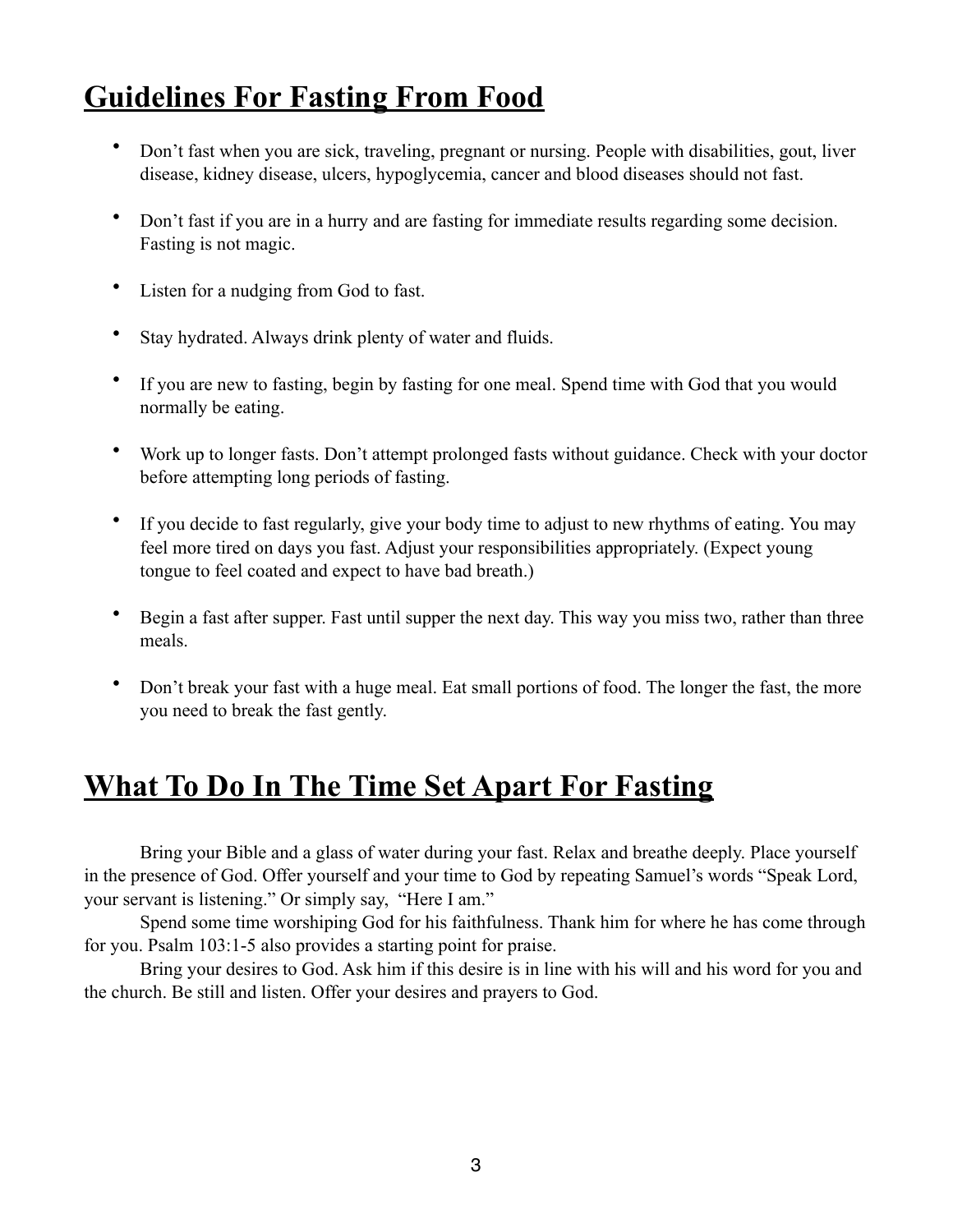## Guidelines For Fasting From Food

- Don't fast when you are sick, traveling, pregnant or nursing. People with disabilities, gout, liver disease, kidney disease, ulcers, hypoglycemia, cancer and blood diseases should not fast.

- Don't fast if you are in a hurry and are fasting for immediate results regarding some decision. Fasting is not magic.

- Listen for a nudging from God to fast.

- Stay hydrated. Always drink plenty of water and fluids.

- If you are new to fasting, begin by fasting for one meal. Spend time with God that you would normally be eating.

- Work up to longer fasts. Don't attempt prolonged fasts without guidance. Check with your doctor before attempting long periods of fasting.

- If you decide to fast regularly, give your body time to adjust to new rhythms of eating. You may feel more tired on days you fast. Adjust your responsibilities appropriately. (Expect young tongue to feel coated and expect to have bad breath.)

- Begin a fast after supper. Fast until supper the next day. This way you miss two, rather than three meals.

- Don't break your fast with a huge meal. Eat small portions of food. The longer the fast, the more you need to break the fast gently.

## What To Do In The Time Set Apart For Fasting

Bring your Bible and a glass of water during your fast. Relax and breathe deeply. Place yourself in the presence of God. Offer yourself and your time to God by repeating Samuel's words "Speak Lord, your servant is listening." Or simply say, "Here I am."

Spend some time worshiping God for his faithfulness. Thank him for where he has come through for you. Psalm 103:1-5 also provides a starting point for praise.

Bring your desires to God. Ask him if this desire is in line with his will and his word for you and the church. Be still and listen. Offer your desires and prayers to God.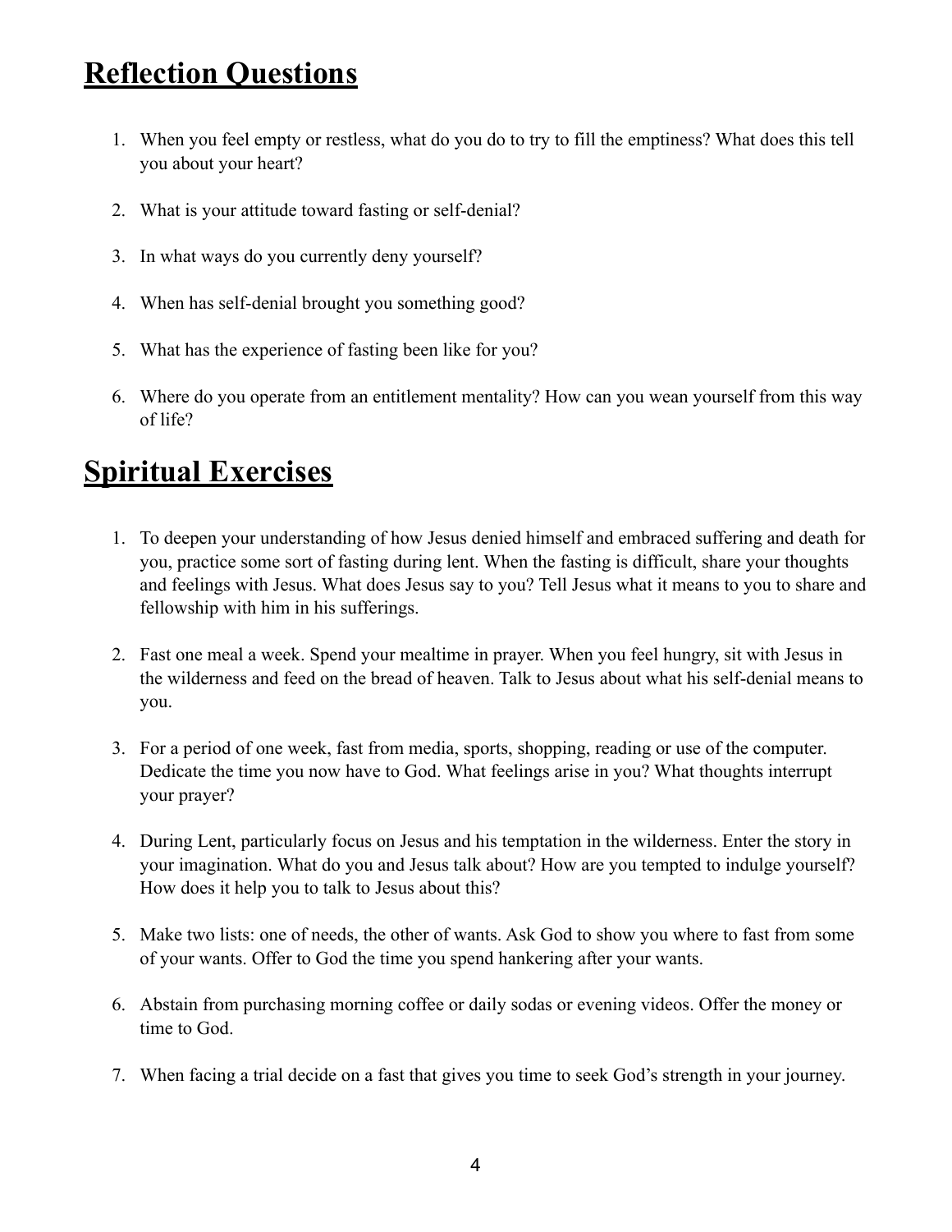## Reflection Questions

1. When you feel empty or restless, what do you do to try to fill the emptiness? What does this tell you about your heart?
2. What is your attitude toward fasting or self-denial?
3. In what ways do you currently deny yourself?
4. When has self-denial brought you something good?
5. What has the experience of fasting been like for you?
6. Where do you operate from an entitlement mentality? How can you wean yourself from this way of life?

## Spiritual Exercises

1. To deepen your understanding of how Jesus denied himself and embraced suffering and death for you, practice some sort of fasting during lent. When the fasting is difficult, share your thoughts and feelings with Jesus. What does Jesus say to you? Tell Jesus what it means to you to share and fellowship with him in his sufferings.
2. Fast one meal a week. Spend your mealtime in prayer. When you feel hungry, sit with Jesus in the wilderness and feed on the bread of heaven. Talk to Jesus about what his self-denial means to you.
3. For a period of one week, fast from media, sports, shopping, reading or use of the computer. Dedicate the time you now have to God. What feelings arise in you? What thoughts interrupt your prayer?
4. During Lent, particularly focus on Jesus and his temptation in the wilderness. Enter the story in your imagination. What do you and Jesus talk about? How are you tempted to indulge yourself? How does it help you to talk to Jesus about this?
5. Make two lists: one of needs, the other of wants. Ask God to show you where to fast from some of your wants. Offer to God the time you spend hankering after your wants.
6. Abstain from purchasing morning coffee or daily sodas or evening videos. Offer the money or time to God.
7. When facing a trial decide on a fast that gives you time to seek God's strength in your journey.